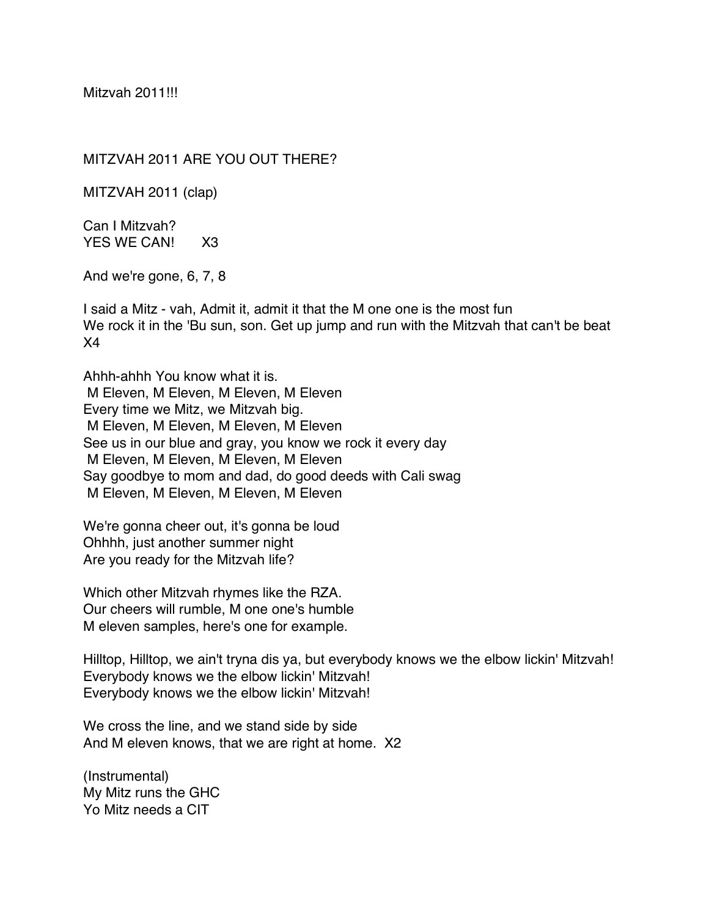Mitzvah 2011!!!

MITZVAH 2011 ARE YOU OUT THERE?

MITZVAH 2011 (clap)

Can I Mitzvah?
YES WE CAN! X3

And we're gone, 6, 7, 8

I said a Mitz - vah, Admit it, admit it that the M one one is the most fun
We rock it in the 'Bu sun, son. Get up jump and run with the Mitzvah that can't be beat
X4

Ahhh-ahhh You know what it is.
M Eleven, M Eleven, M Eleven, M Eleven
Every time we Mitz, we Mitzvah big.
M Eleven, M Eleven, M Eleven, M Eleven
See us in our blue and gray, you know we rock it every day
M Eleven, M Eleven, M Eleven, M Eleven
Say goodbye to mom and dad, do good deeds with Cali swag
M Eleven, M Eleven, M Eleven, M Eleven

We're gonna cheer out, it's gonna be loud
Ohhhh, just another summer night
Are you ready for the Mitzvah life?

Which other Mitzvah rhymes like the RZA.
Our cheers will rumble, M one one's humble
M eleven samples, here's one for example.

Hilltop, Hilltop, we ain't tryna dis ya, but everybody knows we the elbow lickin' Mitzvah!
Everybody knows we the elbow lickin' Mitzvah!
Everybody knows we the elbow lickin' Mitzvah!

We cross the line, and we stand side by side
And M eleven knows, that we are right at home. X2

(Instrumental)
My Mitz runs the GHC
Yo Mitz needs a CIT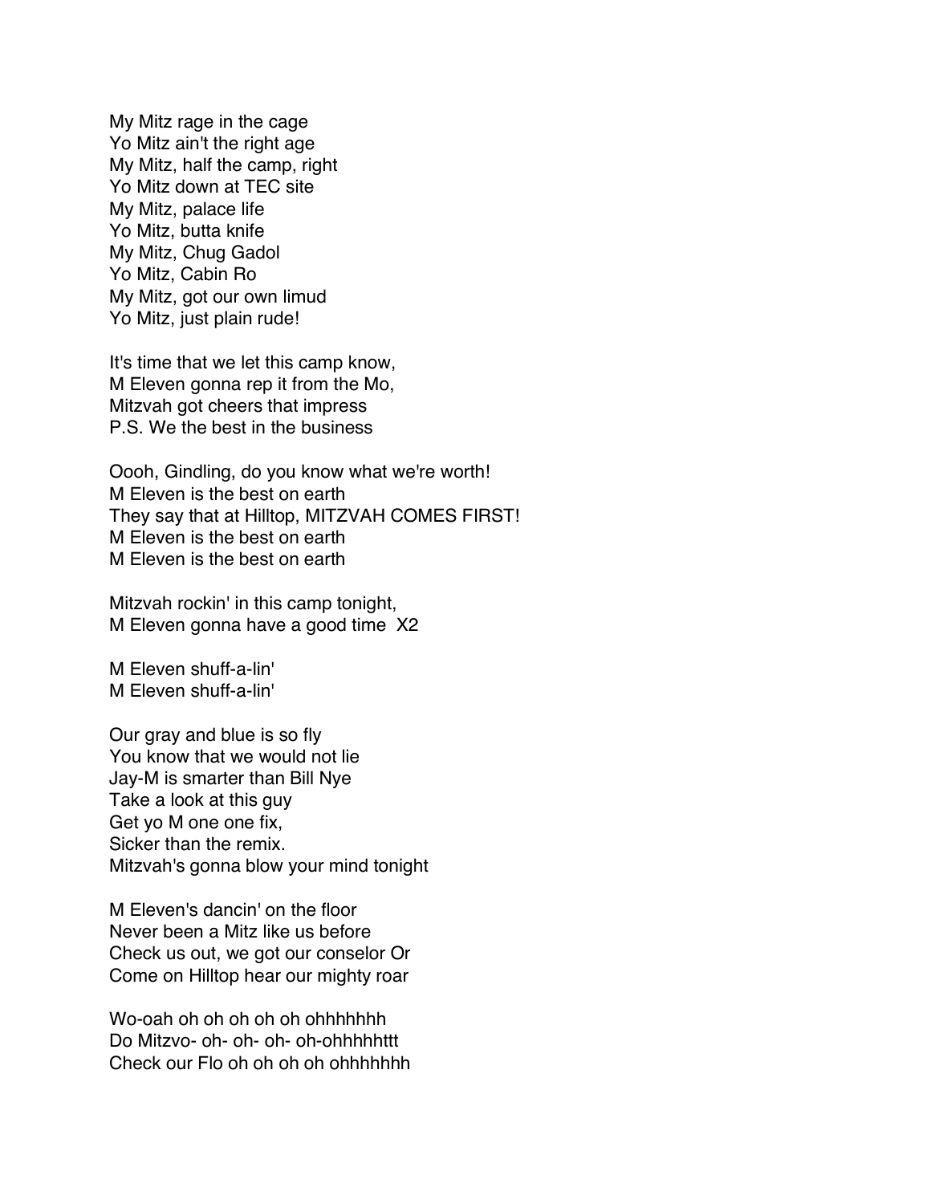My Mitz rage in the cage
Yo Mitz ain't the right age
My Mitz, half the camp, right
Yo Mitz down at TEC site
My Mitz, palace life
Yo Mitz, butta knife
My Mitz, Chug Gadol
Yo Mitz, Cabin Ro
My Mitz, got our own limud
Yo Mitz, just plain rude!

It's time that we let this camp know,
M Eleven gonna rep it from the Mo,
Mitzvah got cheers that impress
P.S. We the best in the business

Oooh, Gindling, do you know what we're worth!
M Eleven is the best on earth
They say that at Hilltop, MITZVAH COMES FIRST!
M Eleven is the best on earth
M Eleven is the best on earth

Mitzvah rockin' in this camp tonight,
M Eleven gonna have a good time X2

M Eleven shuff-a-lin'
M Eleven shuff-a-lin'

Our gray and blue is so fly
You know that we would not lie
Jay-M is smarter than Bill Nye
Take a look at this guy
Get yo M one one fix,
Sicker than the remix.
Mitzvah's gonna blow your mind tonight

M Eleven's dancin' on the floor
Never been a Mitz like us before
Check us out, we got our conselor Or
Come on Hilltop hear our mighty roar

Wo-oah oh oh oh oh oh ohhhhhhh
Do Mitzvo- oh- oh- oh- oh-ohhhhhttt
Check our Flo oh oh oh oh ohhhhhhh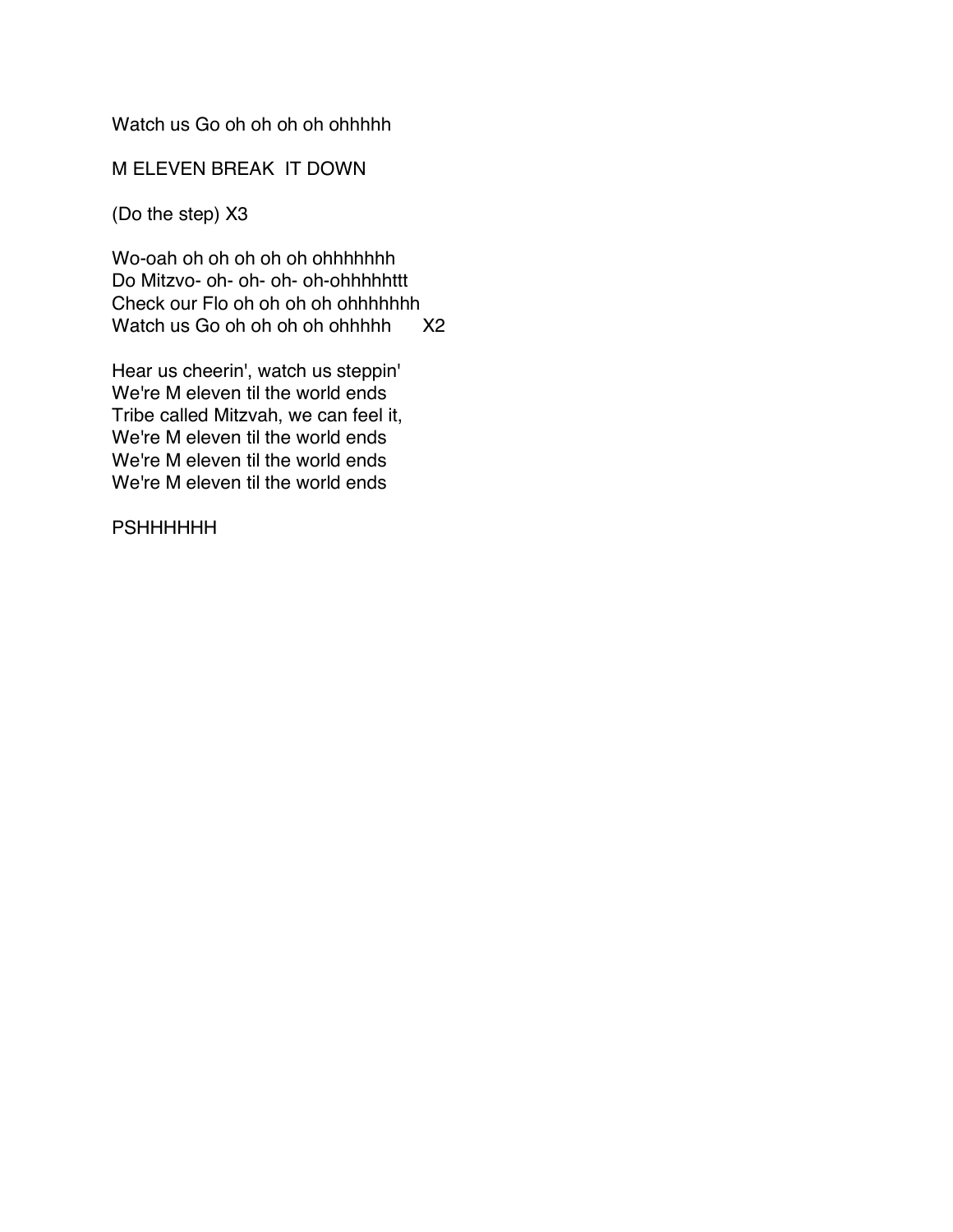Watch us Go oh oh oh oh ohhhhh

M ELEVEN BREAK IT DOWN

(Do the step) X3

Wo-oah oh oh oh oh oh ohhhhhhh
Do Mitzvo- oh- oh- oh- oh-ohhhhhttt
Check our Flo oh oh oh oh ohhhhhhh
Watch us Go oh oh oh oh ohhhhh X2

Hear us cheerin', watch us steppin'
We're M eleven til the world ends
Tribe called Mitzvah, we can feel it,
We're M eleven til the world ends
We're M eleven til the world ends
We're M eleven til the world ends

PSHHHHHH